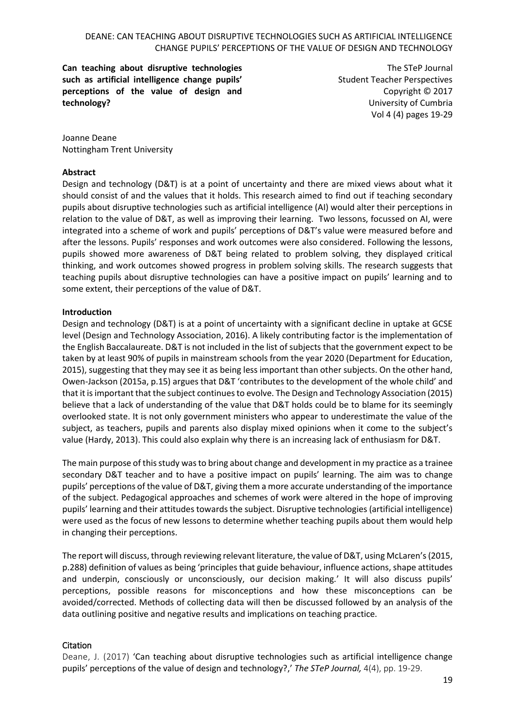# Can teaching about disruptive technologies such as artificial intelligence change pupils' perceptions of the value of design and technology?

The STeP Journal
Student Teacher Perspectives
Copyright © 2017
University of Cumbria
Vol 4 (4) pages 19-29

Joanne Deane
Nottingham Trent University

## Abstract

Design and technology (D&T) is at a point of uncertainty and there are mixed views about what it should consist of and the values that it holds. This research aimed to find out if teaching secondary pupils about disruptive technologies such as artificial intelligence (AI) would alter their perceptions in relation to the value of D&T, as well as improving their learning. Two lessons, focussed on AI, were integrated into a scheme of work and pupils' perceptions of D&T's value were measured before and after the lessons. Pupils' responses and work outcomes were also considered. Following the lessons, pupils showed more awareness of D&T being related to problem solving, they displayed critical thinking, and work outcomes showed progress in problem solving skills. The research suggests that teaching pupils about disruptive technologies can have a positive impact on pupils' learning and to some extent, their perceptions of the value of D&T.

## Introduction

Design and technology (D&T) is at a point of uncertainty with a significant decline in uptake at GCSE level (Design and Technology Association, 2016). A likely contributing factor is the implementation of the English Baccalaureate. D&T is not included in the list of subjects that the government expect to be taken by at least 90% of pupils in mainstream schools from the year 2020 (Department for Education, 2015), suggesting that they may see it as being less important than other subjects. On the other hand, Owen-Jackson (2015a, p.15) argues that D&T 'contributes to the development of the whole child' and that it is important that the subject continues to evolve. The Design and Technology Association (2015) believe that a lack of understanding of the value that D&T holds could be to blame for its seemingly overlooked state. It is not only government ministers who appear to underestimate the value of the subject, as teachers, pupils and parents also display mixed opinions when it come to the subject's value (Hardy, 2013). This could also explain why there is an increasing lack of enthusiasm for D&T.

The main purpose of this study was to bring about change and development in my practice as a trainee secondary D&T teacher and to have a positive impact on pupils' learning. The aim was to change pupils' perceptions of the value of D&T, giving them a more accurate understanding of the importance of the subject. Pedagogical approaches and schemes of work were altered in the hope of improving pupils' learning and their attitudes towards the subject. Disruptive technologies (artificial intelligence) were used as the focus of new lessons to determine whether teaching pupils about them would help in changing their perceptions.

The report will discuss, through reviewing relevant literature, the value of D&T, using McLaren's (2015, p.288) definition of values as being 'principles that guide behaviour, influence actions, shape attitudes and underpin, consciously or unconsciously, our decision making.' It will also discuss pupils' perceptions, possible reasons for misconceptions and how these misconceptions can be avoided/corrected. Methods of collecting data will then be discussed followed by an analysis of the data outlining positive and negative results and implications on teaching practice.

### Citation

Deane, J. (2017) 'Can teaching about disruptive technologies such as artificial intelligence change pupils' perceptions of the value of design and technology?,' *The STeP Journal,* 4(4), pp. 19-29.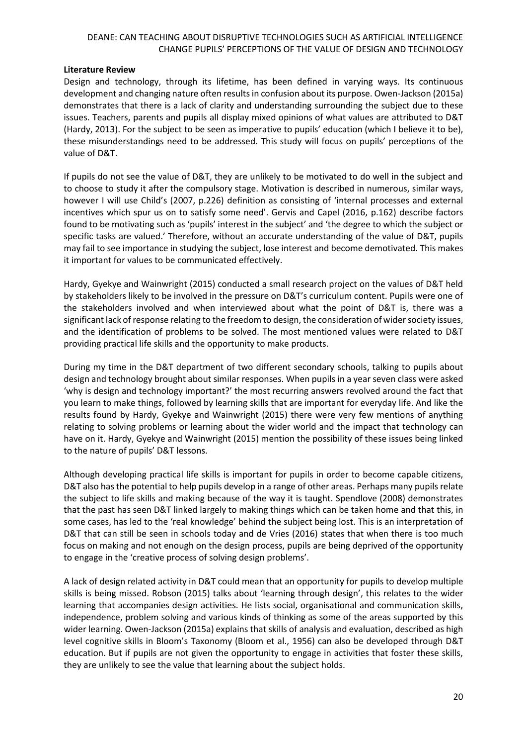**Literature Review**

Design and technology, through its lifetime, has been defined in varying ways. Its continuous development and changing nature often results in confusion about its purpose. Owen-Jackson (2015a) demonstrates that there is a lack of clarity and understanding surrounding the subject due to these issues. Teachers, parents and pupils all display mixed opinions of what values are attributed to D&T (Hardy, 2013). For the subject to be seen as imperative to pupils' education (which I believe it to be), these misunderstandings need to be addressed. This study will focus on pupils' perceptions of the value of D&T.

If pupils do not see the value of D&T, they are unlikely to be motivated to do well in the subject and to choose to study it after the compulsory stage. Motivation is described in numerous, similar ways, however I will use Child's (2007, p.226) definition as consisting of 'internal processes and external incentives which spur us on to satisfy some need'. Gervis and Capel (2016, p.162) describe factors found to be motivating such as 'pupils' interest in the subject' and 'the degree to which the subject or specific tasks are valued.' Therefore, without an accurate understanding of the value of D&T, pupils may fail to see importance in studying the subject, lose interest and become demotivated. This makes it important for values to be communicated effectively.

Hardy, Gyekye and Wainwright (2015) conducted a small research project on the values of D&T held by stakeholders likely to be involved in the pressure on D&T's curriculum content. Pupils were one of the stakeholders involved and when interviewed about what the point of D&T is, there was a significant lack of response relating to the freedom to design, the consideration of wider society issues, and the identification of problems to be solved. The most mentioned values were related to D&T providing practical life skills and the opportunity to make products.

During my time in the D&T department of two different secondary schools, talking to pupils about design and technology brought about similar responses. When pupils in a year seven class were asked 'why is design and technology important?' the most recurring answers revolved around the fact that you learn to make things, followed by learning skills that are important for everyday life. And like the results found by Hardy, Gyekye and Wainwright (2015) there were very few mentions of anything relating to solving problems or learning about the wider world and the impact that technology can have on it. Hardy, Gyekye and Wainwright (2015) mention the possibility of these issues being linked to the nature of pupils' D&T lessons.

Although developing practical life skills is important for pupils in order to become capable citizens, D&T also has the potential to help pupils develop in a range of other areas. Perhaps many pupils relate the subject to life skills and making because of the way it is taught. Spendlove (2008) demonstrates that the past has seen D&T linked largely to making things which can be taken home and that this, in some cases, has led to the 'real knowledge' behind the subject being lost. This is an interpretation of D&T that can still be seen in schools today and de Vries (2016) states that when there is too much focus on making and not enough on the design process, pupils are being deprived of the opportunity to engage in the 'creative process of solving design problems'.

A lack of design related activity in D&T could mean that an opportunity for pupils to develop multiple skills is being missed. Robson (2015) talks about 'learning through design', this relates to the wider learning that accompanies design activities. He lists social, organisational and communication skills, independence, problem solving and various kinds of thinking as some of the areas supported by this wider learning. Owen-Jackson (2015a) explains that skills of analysis and evaluation, described as high level cognitive skills in Bloom's Taxonomy (Bloom et al., 1956) can also be developed through D&T education. But if pupils are not given the opportunity to engage in activities that foster these skills, they are unlikely to see the value that learning about the subject holds.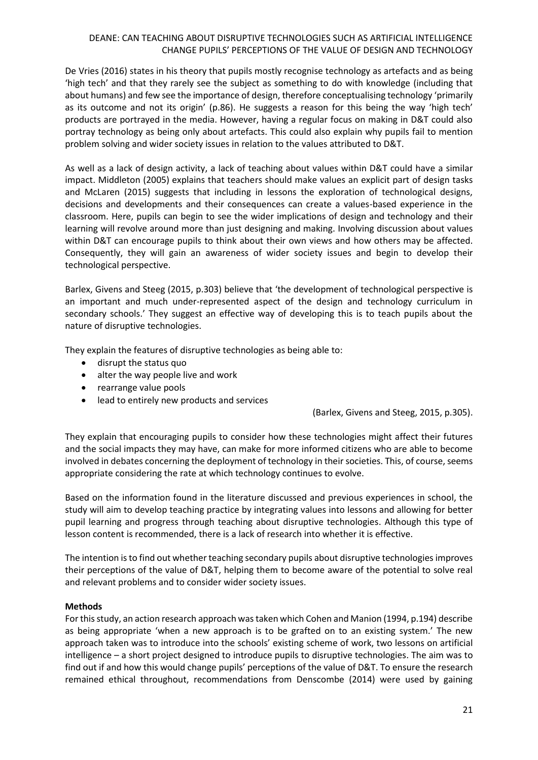De Vries (2016) states in his theory that pupils mostly recognise technology as artefacts and as being 'high tech' and that they rarely see the subject as something to do with knowledge (including that about humans) and few see the importance of design, therefore conceptualising technology 'primarily as its outcome and not its origin' (p.86). He suggests a reason for this being the way 'high tech' products are portrayed in the media. However, having a regular focus on making in D&T could also portray technology as being only about artefacts. This could also explain why pupils fail to mention problem solving and wider society issues in relation to the values attributed to D&T.

As well as a lack of design activity, a lack of teaching about values within D&T could have a similar impact. Middleton (2005) explains that teachers should make values an explicit part of design tasks and McLaren (2015) suggests that including in lessons the exploration of technological designs, decisions and developments and their consequences can create a values-based experience in the classroom. Here, pupils can begin to see the wider implications of design and technology and their learning will revolve around more than just designing and making. Involving discussion about values within D&T can encourage pupils to think about their own views and how others may be affected. Consequently, they will gain an awareness of wider society issues and begin to develop their technological perspective.

Barlex, Givens and Steeg (2015, p.303) believe that 'the development of technological perspective is an important and much under-represented aspect of the design and technology curriculum in secondary schools.' They suggest an effective way of developing this is to teach pupils about the nature of disruptive technologies.

They explain the features of disruptive technologies as being able to:

- disrupt the status quo
- alter the way people live and work
- rearrange value pools
- lead to entirely new products and services

(Barlex, Givens and Steeg, 2015, p.305).

They explain that encouraging pupils to consider how these technologies might affect their futures and the social impacts they may have, can make for more informed citizens who are able to become involved in debates concerning the deployment of technology in their societies. This, of course, seems appropriate considering the rate at which technology continues to evolve.

Based on the information found in the literature discussed and previous experiences in school, the study will aim to develop teaching practice by integrating values into lessons and allowing for better pupil learning and progress through teaching about disruptive technologies. Although this type of lesson content is recommended, there is a lack of research into whether it is effective.

The intention is to find out whether teaching secondary pupils about disruptive technologies improves their perceptions of the value of D&T, helping them to become aware of the potential to solve real and relevant problems and to consider wider society issues.

**Methods**

For this study, an action research approach was taken which Cohen and Manion (1994, p.194) describe as being appropriate 'when a new approach is to be grafted on to an existing system.' The new approach taken was to introduce into the schools' existing scheme of work, two lessons on artificial intelligence – a short project designed to introduce pupils to disruptive technologies. The aim was to find out if and how this would change pupils' perceptions of the value of D&T. To ensure the research remained ethical throughout, recommendations from Denscombe (2014) were used by gaining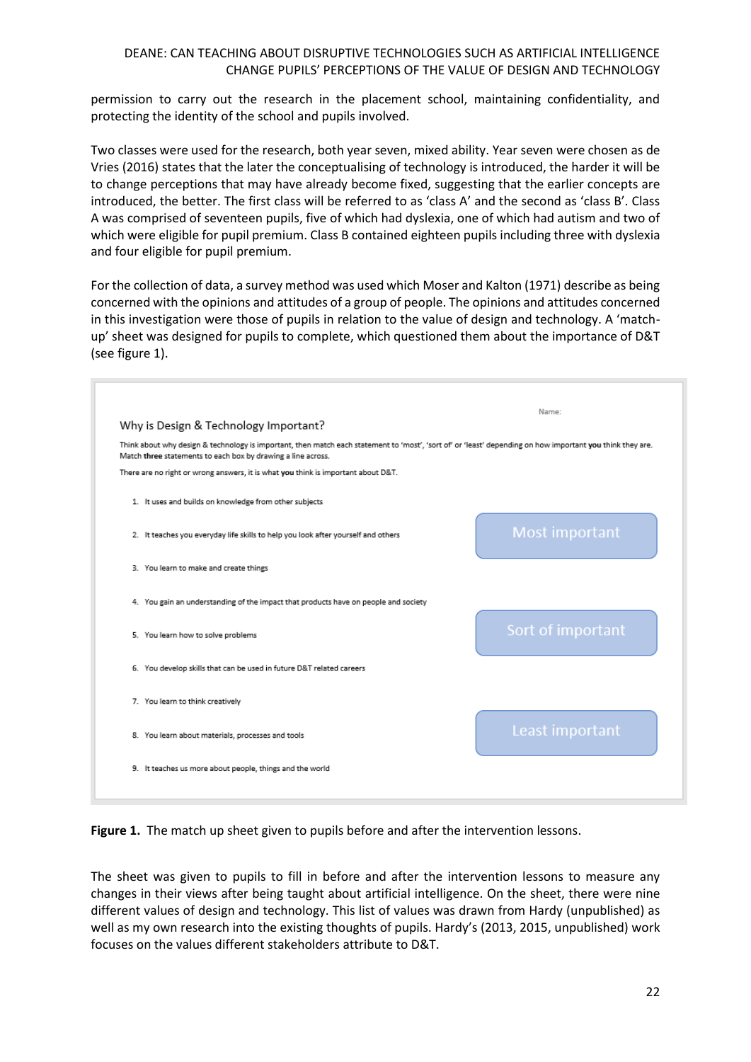permission to carry out the research in the placement school, maintaining confidentiality, and protecting the identity of the school and pupils involved.

Two classes were used for the research, both year seven, mixed ability. Year seven were chosen as de Vries (2016) states that the later the conceptualising of technology is introduced, the harder it will be to change perceptions that may have already become fixed, suggesting that the earlier concepts are introduced, the better. The first class will be referred to as 'class A' and the second as 'class B'. Class A was comprised of seventeen pupils, five of which had dyslexia, one of which had autism and two of which were eligible for pupil premium. Class B contained eighteen pupils including three with dyslexia and four eligible for pupil premium.

For the collection of data, a survey method was used which Moser and Kalton (1971) describe as being concerned with the opinions and attitudes of a group of people. The opinions and attitudes concerned in this investigation were those of pupils in relation to the value of design and technology. A 'match-up' sheet was designed for pupils to complete, which questioned them about the importance of D&T (see figure 1).

Name:

Why is Design & Technology Important?

Think about why design & technology is important, then match each statement to 'most', 'sort of' or 'least' depending on how important **you** think they are. Match **three** statements to each box by drawing a line across.

There are no right or wrong answers, it is what **you** think is important about D&T.

1. It uses and builds on knowledge from other subjects
2. It teaches you everyday life skills to help you look after yourself and others
3. You learn to make and create things
4. You gain an understanding of the impact that products have on people and society
5. You learn how to solve problems
6. You develop skills that can be used in future D&T related careers
7. You learn to think creatively
8. You learn about materials, processes and tools
9. It teaches us more about people, things and the world

Most important

Sort of important

Least important

**Figure 1.** The match up sheet given to pupils before and after the intervention lessons.

The sheet was given to pupils to fill in before and after the intervention lessons to measure any changes in their views after being taught about artificial intelligence. On the sheet, there were nine different values of design and technology. This list of values was drawn from Hardy (unpublished) as well as my own research into the existing thoughts of pupils. Hardy's (2013, 2015, unpublished) work focuses on the values different stakeholders attribute to D&T.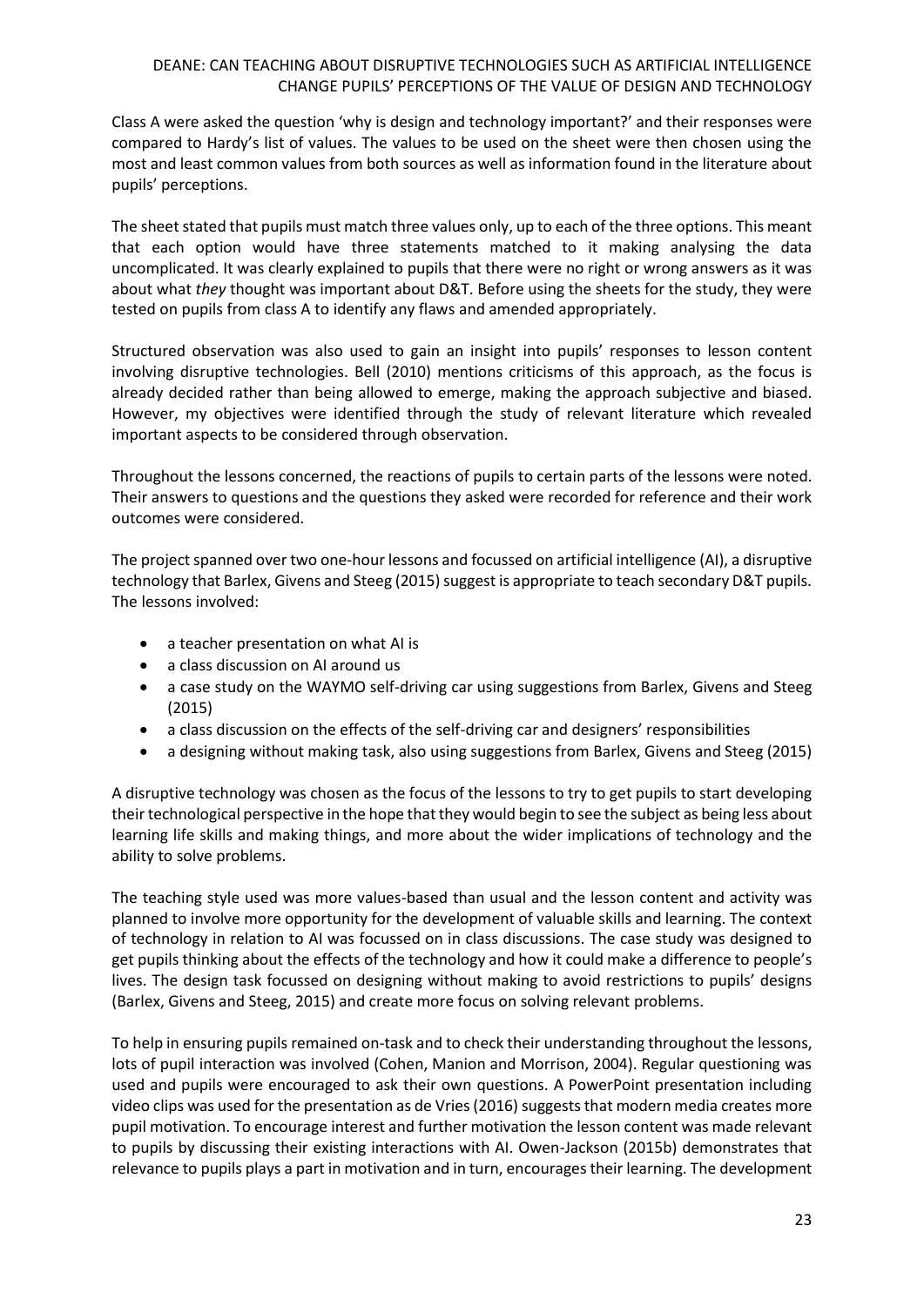Class A were asked the question 'why is design and technology important?' and their responses were compared to Hardy's list of values. The values to be used on the sheet were then chosen using the most and least common values from both sources as well as information found in the literature about pupils' perceptions.

The sheet stated that pupils must match three values only, up to each of the three options. This meant that each option would have three statements matched to it making analysing the data uncomplicated. It was clearly explained to pupils that there were no right or wrong answers as it was about what *they* thought was important about D&T. Before using the sheets for the study, they were tested on pupils from class A to identify any flaws and amended appropriately.

Structured observation was also used to gain an insight into pupils' responses to lesson content involving disruptive technologies. Bell (2010) mentions criticisms of this approach, as the focus is already decided rather than being allowed to emerge, making the approach subjective and biased. However, my objectives were identified through the study of relevant literature which revealed important aspects to be considered through observation.

Throughout the lessons concerned, the reactions of pupils to certain parts of the lessons were noted. Their answers to questions and the questions they asked were recorded for reference and their work outcomes were considered.

The project spanned over two one-hour lessons and focussed on artificial intelligence (AI), a disruptive technology that Barlex, Givens and Steeg (2015) suggest is appropriate to teach secondary D&T pupils. The lessons involved:

- a teacher presentation on what AI is
- a class discussion on AI around us
- a case study on the WAYMO self-driving car using suggestions from Barlex, Givens and Steeg (2015)
- a class discussion on the effects of the self-driving car and designers' responsibilities
- a designing without making task, also using suggestions from Barlex, Givens and Steeg (2015)

A disruptive technology was chosen as the focus of the lessons to try to get pupils to start developing their technological perspective in the hope that they would begin to see the subject as being less about learning life skills and making things, and more about the wider implications of technology and the ability to solve problems.

The teaching style used was more values-based than usual and the lesson content and activity was planned to involve more opportunity for the development of valuable skills and learning. The context of technology in relation to AI was focussed on in class discussions. The case study was designed to get pupils thinking about the effects of the technology and how it could make a difference to people's lives. The design task focussed on designing without making to avoid restrictions to pupils' designs (Barlex, Givens and Steeg, 2015) and create more focus on solving relevant problems.

To help in ensuring pupils remained on-task and to check their understanding throughout the lessons, lots of pupil interaction was involved (Cohen, Manion and Morrison, 2004). Regular questioning was used and pupils were encouraged to ask their own questions. A PowerPoint presentation including video clips was used for the presentation as de Vries (2016) suggests that modern media creates more pupil motivation. To encourage interest and further motivation the lesson content was made relevant to pupils by discussing their existing interactions with AI. Owen-Jackson (2015b) demonstrates that relevance to pupils plays a part in motivation and in turn, encourages their learning. The development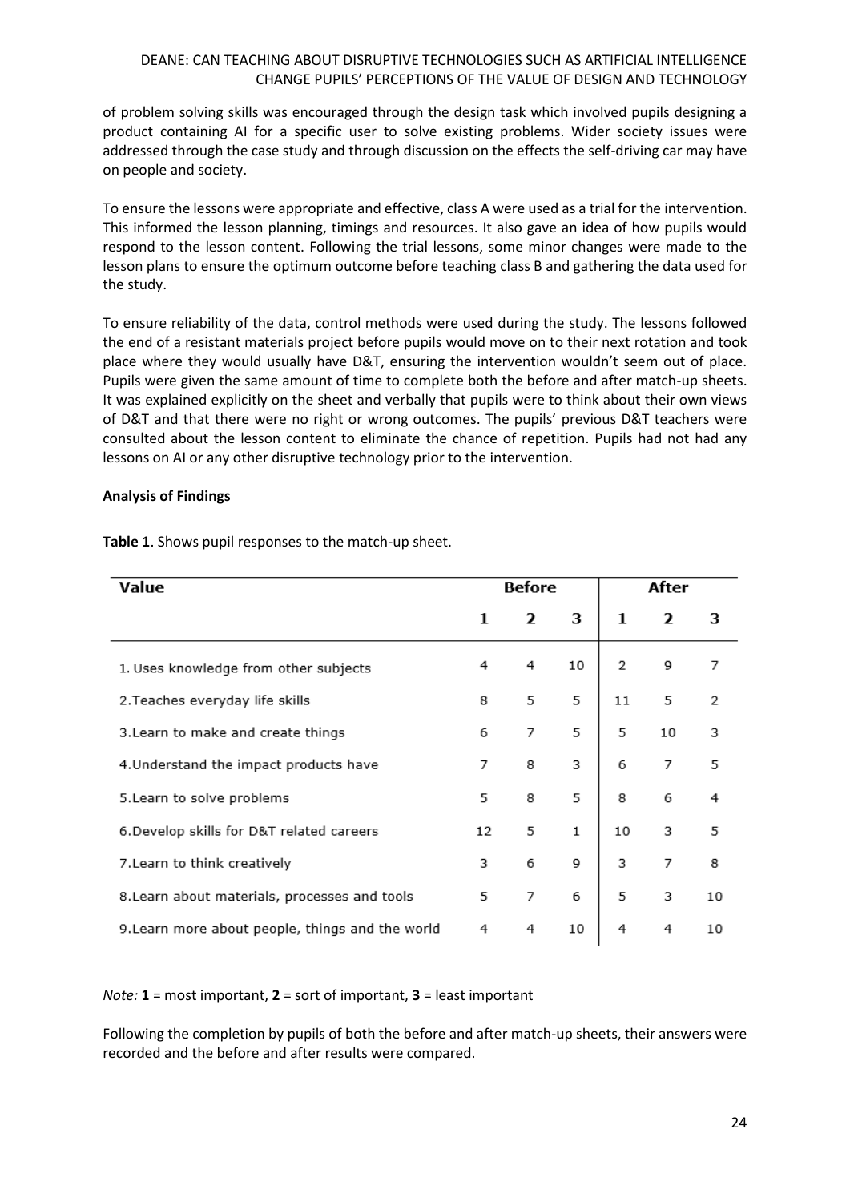of problem solving skills was encouraged through the design task which involved pupils designing a product containing AI for a specific user to solve existing problems. Wider society issues were addressed through the case study and through discussion on the effects the self-driving car may have on people and society.

To ensure the lessons were appropriate and effective, class A were used as a trial for the intervention. This informed the lesson planning, timings and resources. It also gave an idea of how pupils would respond to the lesson content. Following the trial lessons, some minor changes were made to the lesson plans to ensure the optimum outcome before teaching class B and gathering the data used for the study.

To ensure reliability of the data, control methods were used during the study. The lessons followed the end of a resistant materials project before pupils would move on to their next rotation and took place where they would usually have D&T, ensuring the intervention wouldn't seem out of place. Pupils were given the same amount of time to complete both the before and after match-up sheets. It was explained explicitly on the sheet and verbally that pupils were to think about their own views of D&T and that there were no right or wrong outcomes. The pupils' previous D&T teachers were consulted about the lesson content to eliminate the chance of repetition. Pupils had not had any lessons on AI or any other disruptive technology prior to the intervention.

**Analysis of Findings**

**Table 1**. Shows pupil responses to the match-up sheet.

| Value | Before | | | After | | |
|---|---|---|---|---|---|---|
| | 1 | 2 | 3 | 1 | 2 | 3 |
| 1. Uses knowledge from other subjects | 4 | 4 | 10 | 2 | 9 | 7 |
| 2.Teaches everyday life skills | 8 | 5 | 5 | 11 | 5 | 2 |
| 3.Learn to make and create things | 6 | 7 | 5 | 5 | 10 | 3 |
| 4.Understand the impact products have | 7 | 8 | 3 | 6 | 7 | 5 |
| 5.Learn to solve problems | 5 | 8 | 5 | 8 | 6 | 4 |
| 6.Develop skills for D&T related careers | 12 | 5 | 1 | 10 | 3 | 5 |
| 7.Learn to think creatively | 3 | 6 | 9 | 3 | 7 | 8 |
| 8.Learn about materials, processes and tools | 5 | 7 | 6 | 5 | 3 | 10 |
| 9.Learn more about people, things and the world | 4 | 4 | 10 | 4 | 4 | 10 |

*Note:* **1** = most important, **2** = sort of important, **3** = least important

Following the completion by pupils of both the before and after match-up sheets, their answers were recorded and the before and after results were compared.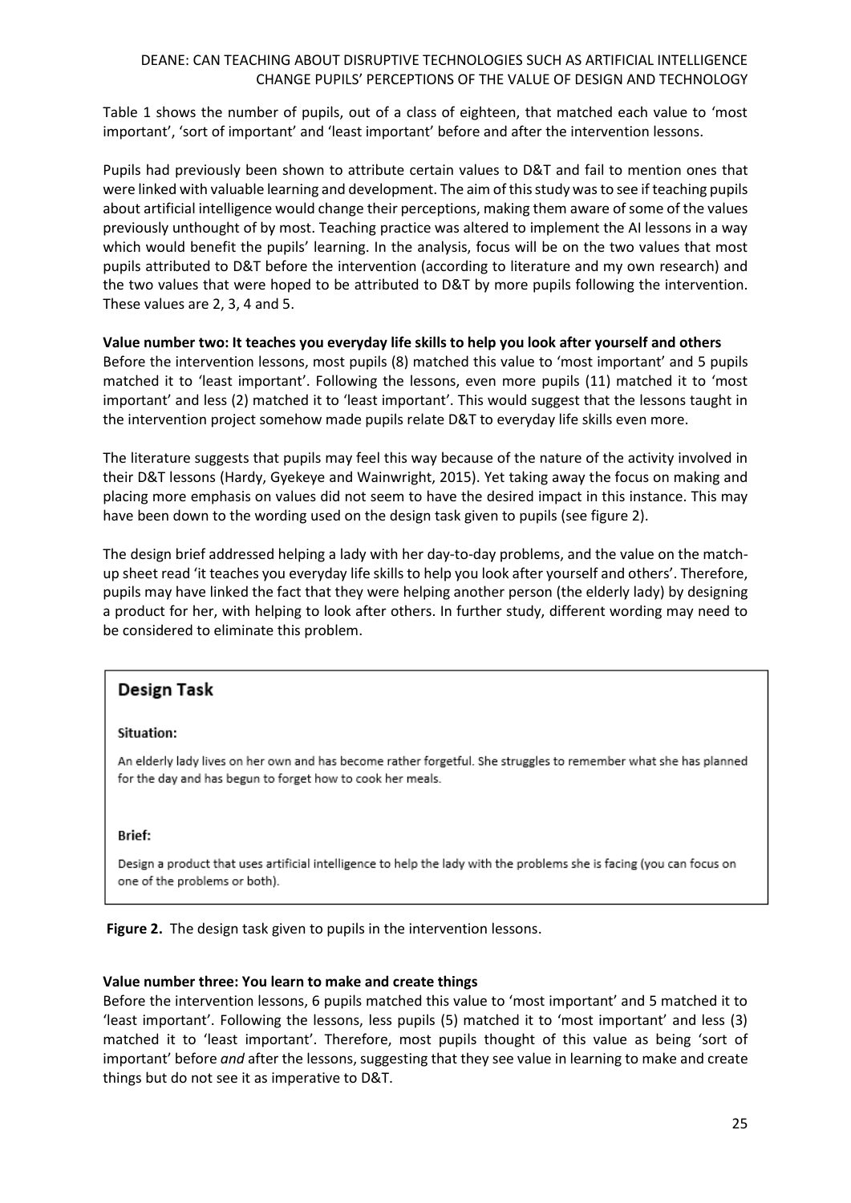Table 1 shows the number of pupils, out of a class of eighteen, that matched each value to 'most important', 'sort of important' and 'least important' before and after the intervention lessons.

Pupils had previously been shown to attribute certain values to D&T and fail to mention ones that were linked with valuable learning and development. The aim of this study was to see if teaching pupils about artificial intelligence would change their perceptions, making them aware of some of the values previously unthought of by most. Teaching practice was altered to implement the AI lessons in a way which would benefit the pupils' learning. In the analysis, focus will be on the two values that most pupils attributed to D&T before the intervention (according to literature and my own research) and the two values that were hoped to be attributed to D&T by more pupils following the intervention. These values are 2, 3, 4 and 5.

**Value number two: It teaches you everyday life skills to help you look after yourself and others**
Before the intervention lessons, most pupils (8) matched this value to 'most important' and 5 pupils matched it to 'least important'. Following the lessons, even more pupils (11) matched it to 'most important' and less (2) matched it to 'least important'. This would suggest that the lessons taught in the intervention project somehow made pupils relate D&T to everyday life skills even more.

The literature suggests that pupils may feel this way because of the nature of the activity involved in their D&T lessons (Hardy, Gyekeye and Wainwright, 2015). Yet taking away the focus on making and placing more emphasis on values did not seem to have the desired impact in this instance. This may have been down to the wording used on the design task given to pupils (see figure 2).

The design brief addressed helping a lady with her day-to-day problems, and the value on the match-up sheet read 'it teaches you everyday life skills to help you look after yourself and others'. Therefore, pupils may have linked the fact that they were helping another person (the elderly lady) by designing a product for her, with helping to look after others. In further study, different wording may need to be considered to eliminate this problem.

> **Design Task**
>
> **Situation:**
>
> An elderly lady lives on her own and has become rather forgetful. She struggles to remember what she has planned for the day and has begun to forget how to cook her meals.
>
> **Brief:**
>
> Design a product that uses artificial intelligence to help the lady with the problems she is facing (you can focus on one of the problems or both).

**Figure 2.** The design task given to pupils in the intervention lessons.

**Value number three: You learn to make and create things**
Before the intervention lessons, 6 pupils matched this value to 'most important' and 5 matched it to 'least important'. Following the lessons, less pupils (5) matched it to 'most important' and less (3) matched it to 'least important'. Therefore, most pupils thought of this value as being 'sort of important' before *and* after the lessons, suggesting that they see value in learning to make and create things but do not see it as imperative to D&T.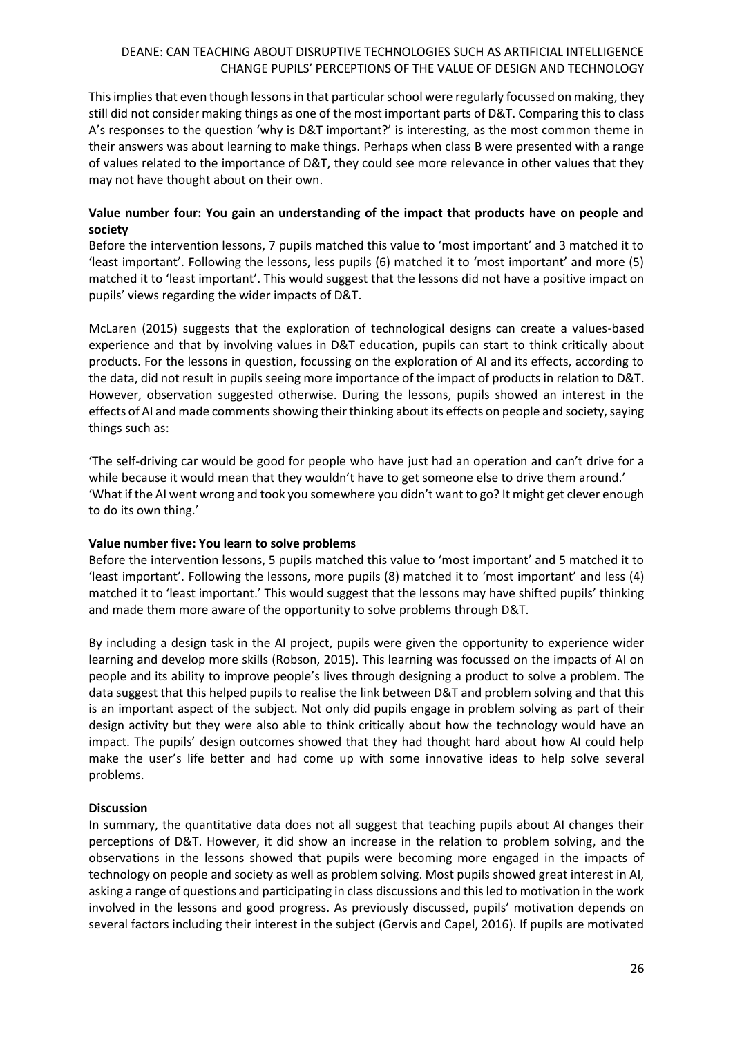This implies that even though lessons in that particular school were regularly focussed on making, they still did not consider making things as one of the most important parts of D&T. Comparing this to class A's responses to the question 'why is D&T important?' is interesting, as the most common theme in their answers was about learning to make things. Perhaps when class B were presented with a range of values related to the importance of D&T, they could see more relevance in other values that they may not have thought about on their own.

**Value number four: You gain an understanding of the impact that products have on people and society**

Before the intervention lessons, 7 pupils matched this value to 'most important' and 3 matched it to 'least important'. Following the lessons, less pupils (6) matched it to 'most important' and more (5) matched it to 'least important'. This would suggest that the lessons did not have a positive impact on pupils' views regarding the wider impacts of D&T.

McLaren (2015) suggests that the exploration of technological designs can create a values-based experience and that by involving values in D&T education, pupils can start to think critically about products. For the lessons in question, focussing on the exploration of AI and its effects, according to the data, did not result in pupils seeing more importance of the impact of products in relation to D&T. However, observation suggested otherwise. During the lessons, pupils showed an interest in the effects of AI and made comments showing their thinking about its effects on people and society, saying things such as:

'The self-driving car would be good for people who have just had an operation and can't drive for a while because it would mean that they wouldn't have to get someone else to drive them around.'
'What if the AI went wrong and took you somewhere you didn't want to go? It might get clever enough to do its own thing.'

**Value number five: You learn to solve problems**

Before the intervention lessons, 5 pupils matched this value to 'most important' and 5 matched it to 'least important'. Following the lessons, more pupils (8) matched it to 'most important' and less (4) matched it to 'least important.' This would suggest that the lessons may have shifted pupils' thinking and made them more aware of the opportunity to solve problems through D&T.

By including a design task in the AI project, pupils were given the opportunity to experience wider learning and develop more skills (Robson, 2015). This learning was focussed on the impacts of AI on people and its ability to improve people's lives through designing a product to solve a problem. The data suggest that this helped pupils to realise the link between D&T and problem solving and that this is an important aspect of the subject. Not only did pupils engage in problem solving as part of their design activity but they were also able to think critically about how the technology would have an impact. The pupils' design outcomes showed that they had thought hard about how AI could help make the user's life better and had come up with some innovative ideas to help solve several problems.

**Discussion**

In summary, the quantitative data does not all suggest that teaching pupils about AI changes their perceptions of D&T. However, it did show an increase in the relation to problem solving, and the observations in the lessons showed that pupils were becoming more engaged in the impacts of technology on people and society as well as problem solving. Most pupils showed great interest in AI, asking a range of questions and participating in class discussions and this led to motivation in the work involved in the lessons and good progress. As previously discussed, pupils' motivation depends on several factors including their interest in the subject (Gervis and Capel, 2016). If pupils are motivated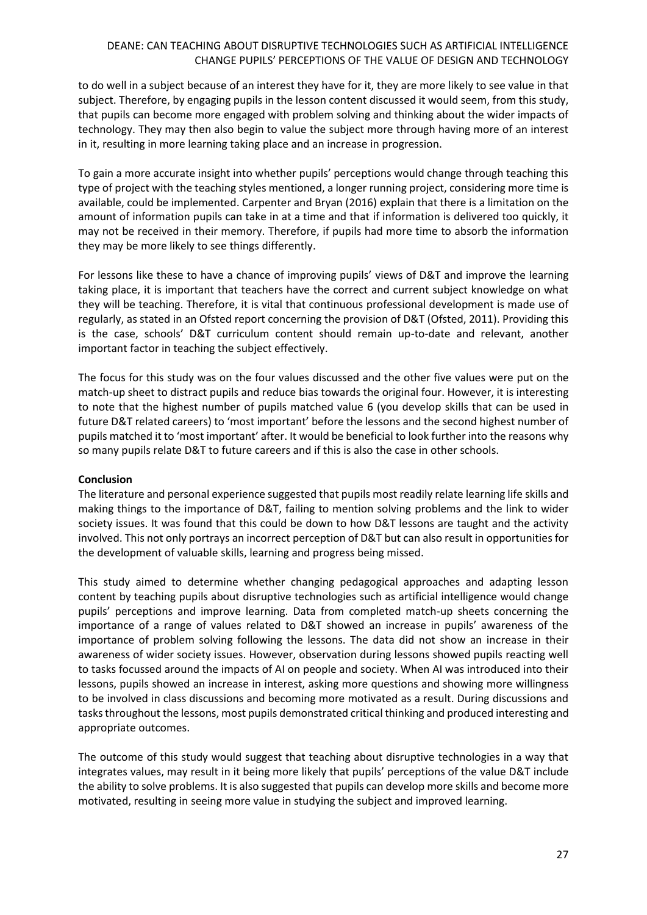to do well in a subject because of an interest they have for it, they are more likely to see value in that subject. Therefore, by engaging pupils in the lesson content discussed it would seem, from this study, that pupils can become more engaged with problem solving and thinking about the wider impacts of technology. They may then also begin to value the subject more through having more of an interest in it, resulting in more learning taking place and an increase in progression.

To gain a more accurate insight into whether pupils' perceptions would change through teaching this type of project with the teaching styles mentioned, a longer running project, considering more time is available, could be implemented. Carpenter and Bryan (2016) explain that there is a limitation on the amount of information pupils can take in at a time and that if information is delivered too quickly, it may not be received in their memory. Therefore, if pupils had more time to absorb the information they may be more likely to see things differently.

For lessons like these to have a chance of improving pupils' views of D&T and improve the learning taking place, it is important that teachers have the correct and current subject knowledge on what they will be teaching. Therefore, it is vital that continuous professional development is made use of regularly, as stated in an Ofsted report concerning the provision of D&T (Ofsted, 2011). Providing this is the case, schools' D&T curriculum content should remain up-to-date and relevant, another important factor in teaching the subject effectively.

The focus for this study was on the four values discussed and the other five values were put on the match-up sheet to distract pupils and reduce bias towards the original four. However, it is interesting to note that the highest number of pupils matched value 6 (you develop skills that can be used in future D&T related careers) to 'most important' before the lessons and the second highest number of pupils matched it to 'most important' after. It would be beneficial to look further into the reasons why so many pupils relate D&T to future careers and if this is also the case in other schools.

**Conclusion**

The literature and personal experience suggested that pupils most readily relate learning life skills and making things to the importance of D&T, failing to mention solving problems and the link to wider society issues. It was found that this could be down to how D&T lessons are taught and the activity involved. This not only portrays an incorrect perception of D&T but can also result in opportunities for the development of valuable skills, learning and progress being missed.

This study aimed to determine whether changing pedagogical approaches and adapting lesson content by teaching pupils about disruptive technologies such as artificial intelligence would change pupils' perceptions and improve learning. Data from completed match-up sheets concerning the importance of a range of values related to D&T showed an increase in pupils' awareness of the importance of problem solving following the lessons. The data did not show an increase in their awareness of wider society issues. However, observation during lessons showed pupils reacting well to tasks focussed around the impacts of AI on people and society. When AI was introduced into their lessons, pupils showed an increase in interest, asking more questions and showing more willingness to be involved in class discussions and becoming more motivated as a result. During discussions and tasks throughout the lessons, most pupils demonstrated critical thinking and produced interesting and appropriate outcomes.

The outcome of this study would suggest that teaching about disruptive technologies in a way that integrates values, may result in it being more likely that pupils' perceptions of the value D&T include the ability to solve problems. It is also suggested that pupils can develop more skills and become more motivated, resulting in seeing more value in studying the subject and improved learning.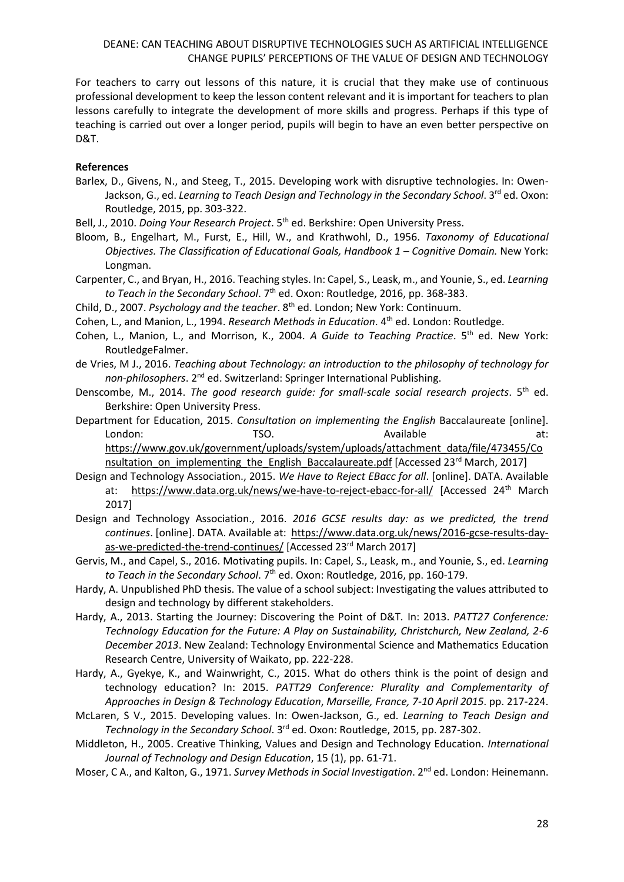For teachers to carry out lessons of this nature, it is crucial that they make use of continuous professional development to keep the lesson content relevant and it is important for teachers to plan lessons carefully to integrate the development of more skills and progress. Perhaps if this type of teaching is carried out over a longer period, pupils will begin to have an even better perspective on D&T.

**References**

Barlex, D., Givens, N., and Steeg, T., 2015. Developing work with disruptive technologies. In: Owen-Jackson, G., ed. *Learning to Teach Design and Technology in the Secondary School*. 3rd ed. Oxon: Routledge, 2015, pp. 303-322.

Bell, J., 2010. *Doing Your Research Project*. 5th ed. Berkshire: Open University Press.

Bloom, B., Engelhart, M., Furst, E., Hill, W., and Krathwohl, D., 1956. *Taxonomy of Educational Objectives. The Classification of Educational Goals, Handbook 1 – Cognitive Domain.* New York: Longman.

Carpenter, C., and Bryan, H., 2016. Teaching styles. In: Capel, S., Leask, m., and Younie, S., ed. *Learning to Teach in the Secondary School*. 7th ed. Oxon: Routledge, 2016, pp. 368-383.

Child, D., 2007. *Psychology and the teacher*. 8th ed. London; New York: Continuum.

Cohen, L., and Manion, L., 1994. *Research Methods in Education*. 4th ed. London: Routledge.

Cohen, L., Manion, L., and Morrison, K., 2004. *A Guide to Teaching Practice*. 5th ed. New York: RoutledgeFalmer.

de Vries, M J., 2016. *Teaching about Technology: an introduction to the philosophy of technology for non-philosophers*. 2nd ed. Switzerland: Springer International Publishing.

Denscombe, M., 2014. *The good research guide: for small-scale social research projects*. 5th ed. Berkshire: Open University Press.

Department for Education, 2015. *Consultation on implementing the English* Baccalaureate [online]. London: TSO. Available at: https://www.gov.uk/government/uploads/system/uploads/attachment_data/file/473455/Consultation_on_implementing_the_English_Baccalaureate.pdf [Accessed 23rd March, 2017]

Design and Technology Association., 2015. *We Have to Reject EBacc for all*. [online]. DATA. Available at: https://www.data.org.uk/news/we-have-to-reject-ebacc-for-all/ [Accessed 24th March 2017]

Design and Technology Association., 2016. *2016 GCSE results day: as we predicted, the trend continues*. [online]. DATA. Available at: https://www.data.org.uk/news/2016-gcse-results-day-as-we-predicted-the-trend-continues/ [Accessed 23rd March 2017]

Gervis, M., and Capel, S., 2016. Motivating pupils. In: Capel, S., Leask, m., and Younie, S., ed. *Learning to Teach in the Secondary School*. 7th ed. Oxon: Routledge, 2016, pp. 160-179.

Hardy, A. Unpublished PhD thesis. The value of a school subject: Investigating the values attributed to design and technology by different stakeholders.

Hardy, A., 2013. Starting the Journey: Discovering the Point of D&T. In: 2013. *PATT27 Conference: Technology Education for the Future: A Play on Sustainability, Christchurch, New Zealand, 2-6 December 2013*. New Zealand: Technology Environmental Science and Mathematics Education Research Centre, University of Waikato, pp. 222-228.

Hardy, A., Gyekye, K., and Wainwright, C., 2015. What do others think is the point of design and technology education? In: 2015. *PATT29 Conference: Plurality and Complementarity of Approaches in Design & Technology Education*, *Marseille, France, 7-10 April 2015*. pp. 217-224.

McLaren, S V., 2015. Developing values. In: Owen-Jackson, G., ed. *Learning to Teach Design and Technology in the Secondary School*. 3rd ed. Oxon: Routledge, 2015, pp. 287-302.

Middleton, H., 2005. Creative Thinking, Values and Design and Technology Education. *International Journal of Technology and Design Education*, 15 (1), pp. 61-71.

Moser, C A., and Kalton, G., 1971. *Survey Methods in Social Investigation*. 2nd ed. London: Heinemann.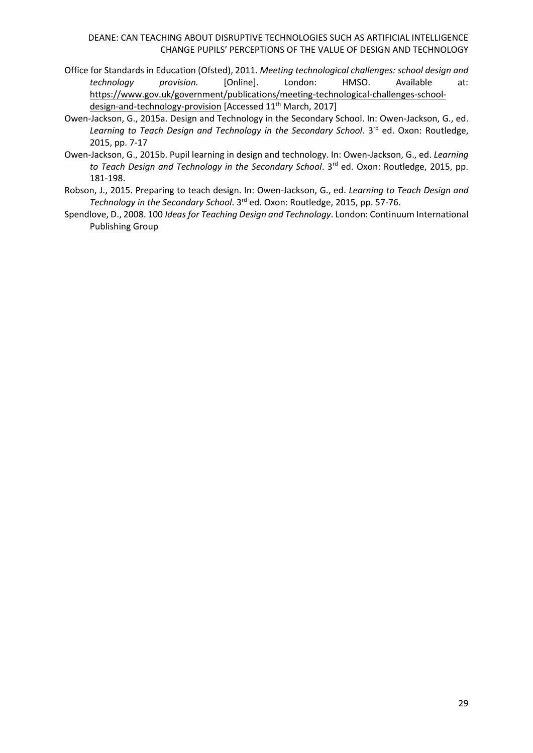Office for Standards in Education (Ofsted), 2011. *Meeting technological challenges: school design and technology provision.* [Online]. London: HMSO. Available at: https://www.gov.uk/government/publications/meeting-technological-challenges-school-design-and-technology-provision [Accessed 11th March, 2017]

Owen-Jackson, G., 2015a. Design and Technology in the Secondary School. In: Owen-Jackson, G., ed. *Learning to Teach Design and Technology in the Secondary School*. 3rd ed. Oxon: Routledge, 2015, pp. 7-17

Owen-Jackson, G., 2015b. Pupil learning in design and technology. In: Owen-Jackson, G., ed. *Learning to Teach Design and Technology in the Secondary School*. 3rd ed. Oxon: Routledge, 2015, pp. 181-198.

Robson, J., 2015. Preparing to teach design. In: Owen-Jackson, G., ed. *Learning to Teach Design and Technology in the Secondary School*. 3rd ed. Oxon: Routledge, 2015, pp. 57-76.

Spendlove, D., 2008. 100 *Ideas for Teaching Design and Technology*. London: Continuum International Publishing Group